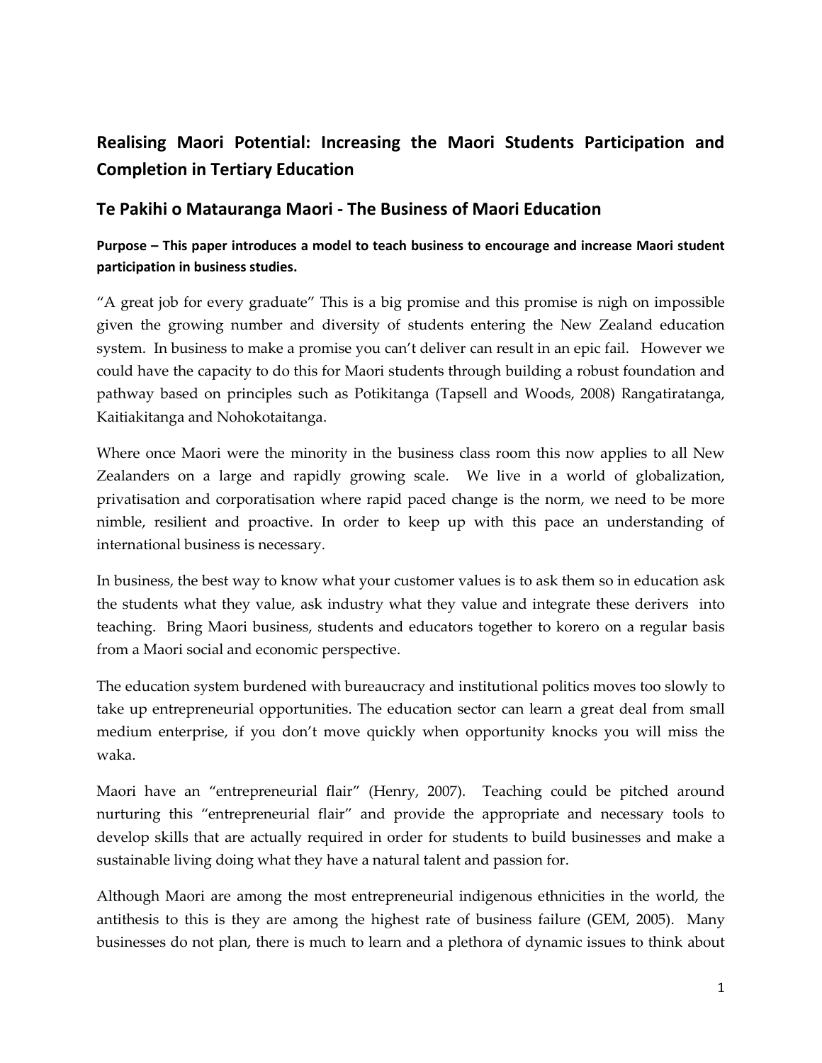# Realising Maori Potential: Increasing the Maori Students Participation and Completion in Tertiary Education

## Te Pakihi o Matauranga Maori - The Business of Maori Education

**Purpose – This paper introduces a model to teach business to encourage and increase Maori student participation in business studies.**

"A great job for every graduate" This is a big promise and this promise is nigh on impossible given the growing number and diversity of students entering the New Zealand education system. In business to make a promise you can't deliver can result in an epic fail. However we could have the capacity to do this for Maori students through building a robust foundation and pathway based on principles such as Potikitanga (Tapsell and Woods, 2008) Rangatiratanga, Kaitiakitanga and Nohokotaitanga.

Where once Maori were the minority in the business class room this now applies to all New Zealanders on a large and rapidly growing scale. We live in a world of globalization, privatisation and corporatisation where rapid paced change is the norm, we need to be more nimble, resilient and proactive. In order to keep up with this pace an understanding of international business is necessary.

In business, the best way to know what your customer values is to ask them so in education ask the students what they value, ask industry what they value and integrate these derivers into teaching. Bring Maori business, students and educators together to korero on a regular basis from a Maori social and economic perspective.

The education system burdened with bureaucracy and institutional politics moves too slowly to take up entrepreneurial opportunities. The education sector can learn a great deal from small medium enterprise, if you don't move quickly when opportunity knocks you will miss the waka.

Maori have an "entrepreneurial flair" (Henry, 2007). Teaching could be pitched around nurturing this "entrepreneurial flair" and provide the appropriate and necessary tools to develop skills that are actually required in order for students to build businesses and make a sustainable living doing what they have a natural talent and passion for.

Although Maori are among the most entrepreneurial indigenous ethnicities in the world, the antithesis to this is they are among the highest rate of business failure (GEM, 2005). Many businesses do not plan, there is much to learn and a plethora of dynamic issues to think about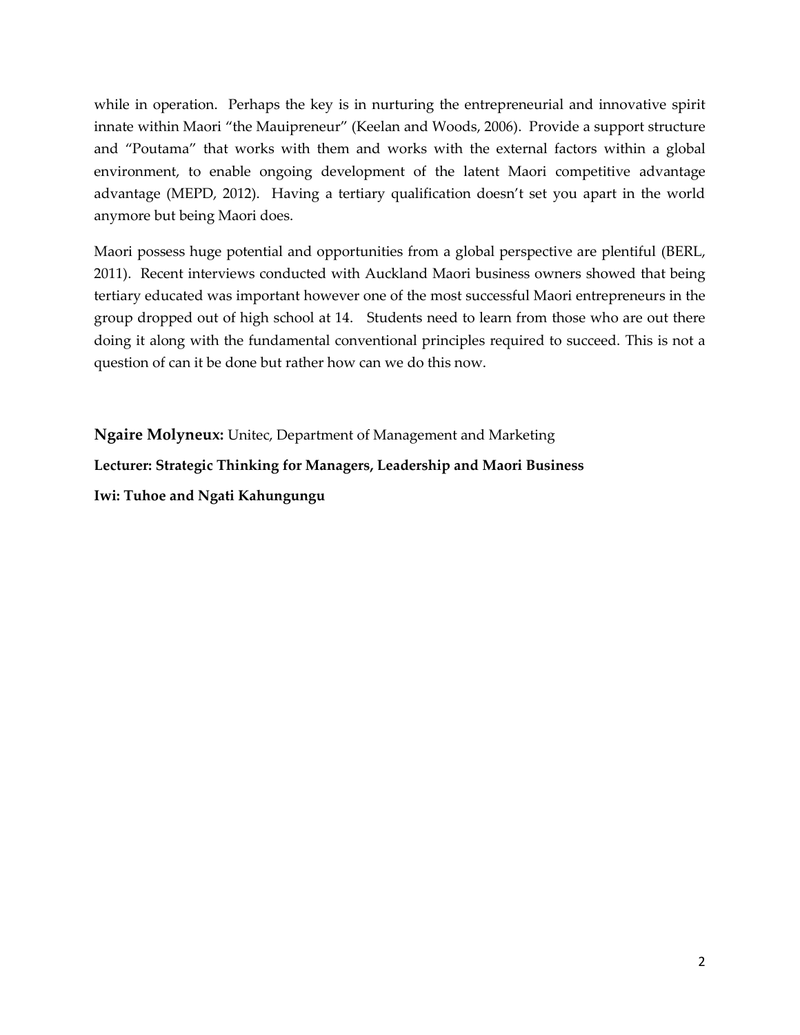while in operation. Perhaps the key is in nurturing the entrepreneurial and innovative spirit innate within Maori "the Mauipreneur" (Keelan and Woods, 2006). Provide a support structure and "Poutama" that works with them and works with the external factors within a global environment, to enable ongoing development of the latent Maori competitive advantage advantage (MEPD, 2012). Having a tertiary qualification doesn't set you apart in the world anymore but being Maori does.

Maori possess huge potential and opportunities from a global perspective are plentiful (BERL, 2011). Recent interviews conducted with Auckland Maori business owners showed that being tertiary educated was important however one of the most successful Maori entrepreneurs in the group dropped out of high school at 14. Students need to learn from those who are out there doing it along with the fundamental conventional principles required to succeed. This is not a question of can it be done but rather how can we do this now.

**Ngaire Molyneux:** Unitec, Department of Management and Marketing

**Lecturer: Strategic Thinking for Managers, Leadership and Maori Business**

**Iwi: Tuhoe and Ngati Kahungungu**